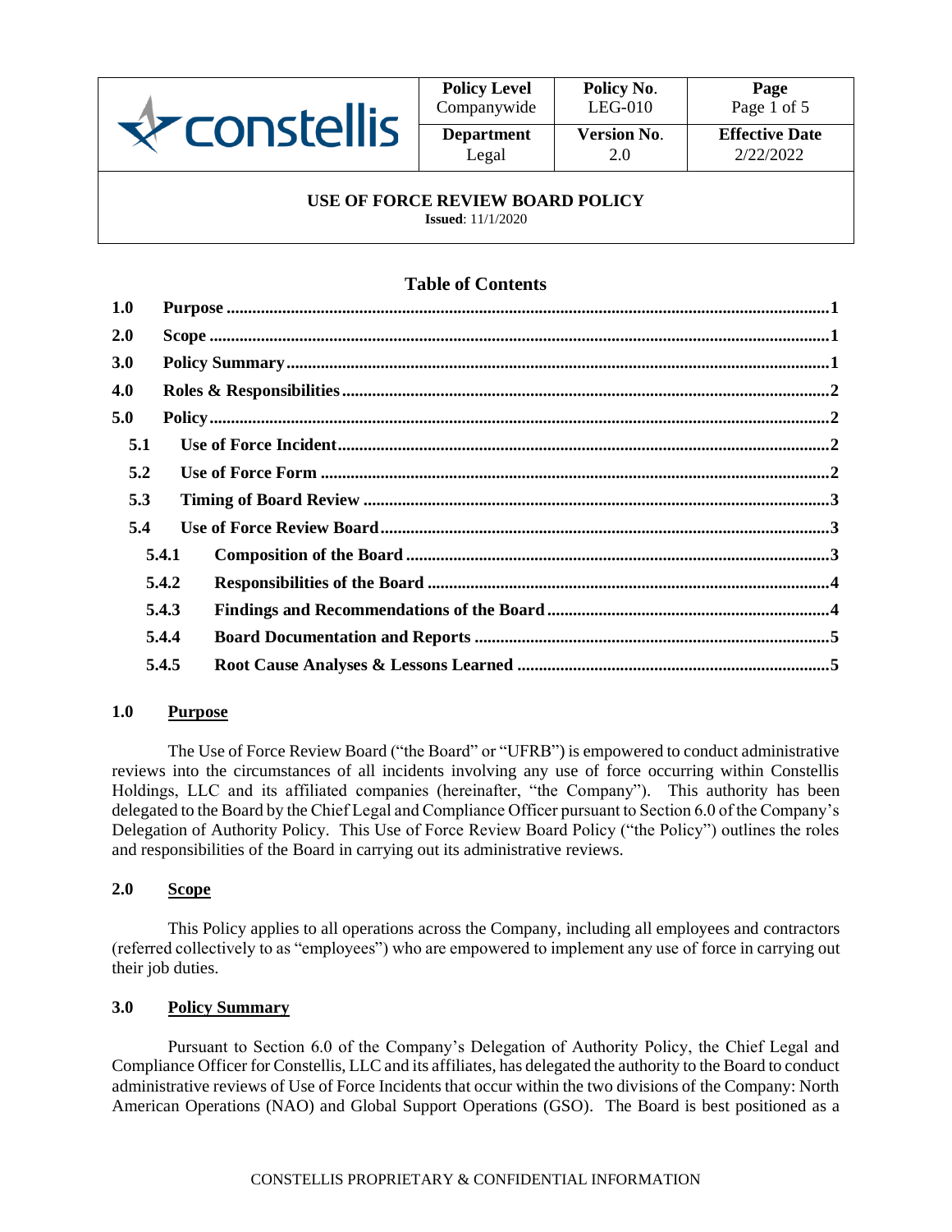| constellis | Policy Level<br>Companywide | Policy No.<br>LEG-010 | Page<br>Page 1 of 5 |
|---|---|---|---|
| | Department<br>Legal | Version No.<br>2.0 | Effective Date<br>2/22/2022 |

**USE OF FORCE REVIEW BOARD POLICY**

**Issued**: 11/1/2020

## Table of Contents

- 1.0 Purpose ........ 1
- 2.0 Scope ........ 1
- 3.0 Policy Summary ........ 1
- 4.0 Roles & Responsibilities ........ 2
- 5.0 Policy ........ 2
  - 5.1 Use of Force Incident ........ 2
  - 5.2 Use of Force Form ........ 2
  - 5.3 Timing of Board Review ........ 3
  - 5.4 Use of Force Review Board ........ 3
    - 5.4.1 Composition of the Board ........ 3
    - 5.4.2 Responsibilities of the Board ........ 4
    - 5.4.3 Findings and Recommendations of the Board ........ 4
    - 5.4.4 Board Documentation and Reports ........ 5
    - 5.4.5 Root Cause Analyses & Lessons Learned ........ 5

## 1.0 Purpose

The Use of Force Review Board ("the Board" or "UFRB") is empowered to conduct administrative reviews into the circumstances of all incidents involving any use of force occurring within Constellis Holdings, LLC and its affiliated companies (hereinafter, "the Company"). This authority has been delegated to the Board by the Chief Legal and Compliance Officer pursuant to Section 6.0 of the Company's Delegation of Authority Policy. This Use of Force Review Board Policy ("the Policy") outlines the roles and responsibilities of the Board in carrying out its administrative reviews.

## 2.0 Scope

This Policy applies to all operations across the Company, including all employees and contractors (referred collectively to as "employees") who are empowered to implement any use of force in carrying out their job duties.

## 3.0 Policy Summary

Pursuant to Section 6.0 of the Company's Delegation of Authority Policy, the Chief Legal and Compliance Officer for Constellis, LLC and its affiliates, has delegated the authority to the Board to conduct administrative reviews of Use of Force Incidents that occur within the two divisions of the Company: North American Operations (NAO) and Global Support Operations (GSO). The Board is best positioned as a

CONSTELLIS PROPRIETARY & CONFIDENTIAL INFORMATION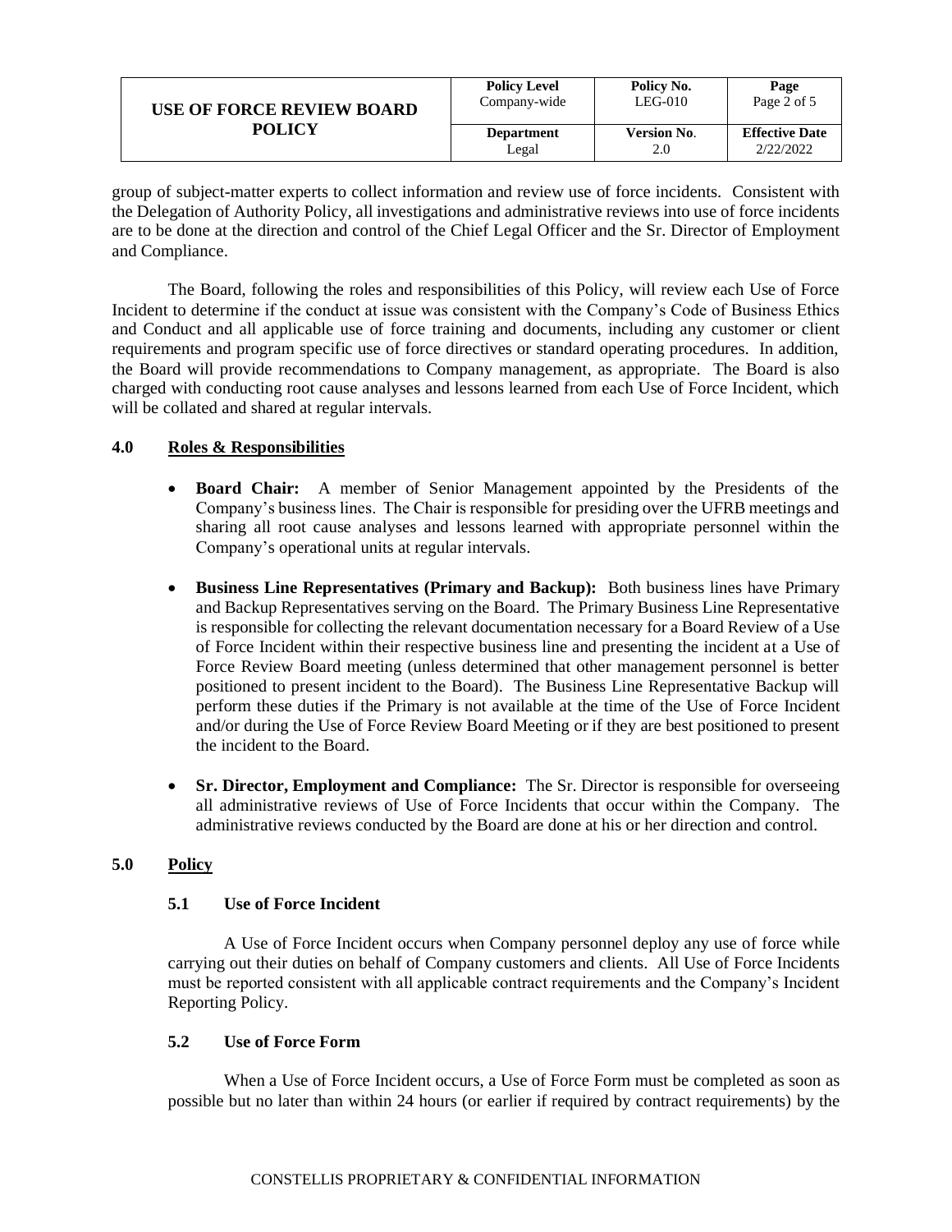group of subject-matter experts to collect information and review use of force incidents. Consistent with the Delegation of Authority Policy, all investigations and administrative reviews into use of force incidents are to be done at the direction and control of the Chief Legal Officer and the Sr. Director of Employment and Compliance.

The Board, following the roles and responsibilities of this Policy, will review each Use of Force Incident to determine if the conduct at issue was consistent with the Company's Code of Business Ethics and Conduct and all applicable use of force training and documents, including any customer or client requirements and program specific use of force directives or standard operating procedures. In addition, the Board will provide recommendations to Company management, as appropriate. The Board is also charged with conducting root cause analyses and lessons learned from each Use of Force Incident, which will be collated and shared at regular intervals.

## 4.0 Roles & Responsibilities

- **Board Chair:** A member of Senior Management appointed by the Presidents of the Company's business lines. The Chair is responsible for presiding over the UFRB meetings and sharing all root cause analyses and lessons learned with appropriate personnel within the Company's operational units at regular intervals.
- **Business Line Representatives (Primary and Backup):** Both business lines have Primary and Backup Representatives serving on the Board. The Primary Business Line Representative is responsible for collecting the relevant documentation necessary for a Board Review of a Use of Force Incident within their respective business line and presenting the incident at a Use of Force Review Board meeting (unless determined that other management personnel is better positioned to present incident to the Board). The Business Line Representative Backup will perform these duties if the Primary is not available at the time of the Use of Force Incident and/or during the Use of Force Review Board Meeting or if they are best positioned to present the incident to the Board.
- **Sr. Director, Employment and Compliance:** The Sr. Director is responsible for overseeing all administrative reviews of Use of Force Incidents that occur within the Company. The administrative reviews conducted by the Board are done at his or her direction and control.

## 5.0 Policy

### 5.1 Use of Force Incident

A Use of Force Incident occurs when Company personnel deploy any use of force while carrying out their duties on behalf of Company customers and clients. All Use of Force Incidents must be reported consistent with all applicable contract requirements and the Company's Incident Reporting Policy.

### 5.2 Use of Force Form

When a Use of Force Incident occurs, a Use of Force Form must be completed as soon as possible but no later than within 24 hours (or earlier if required by contract requirements) by the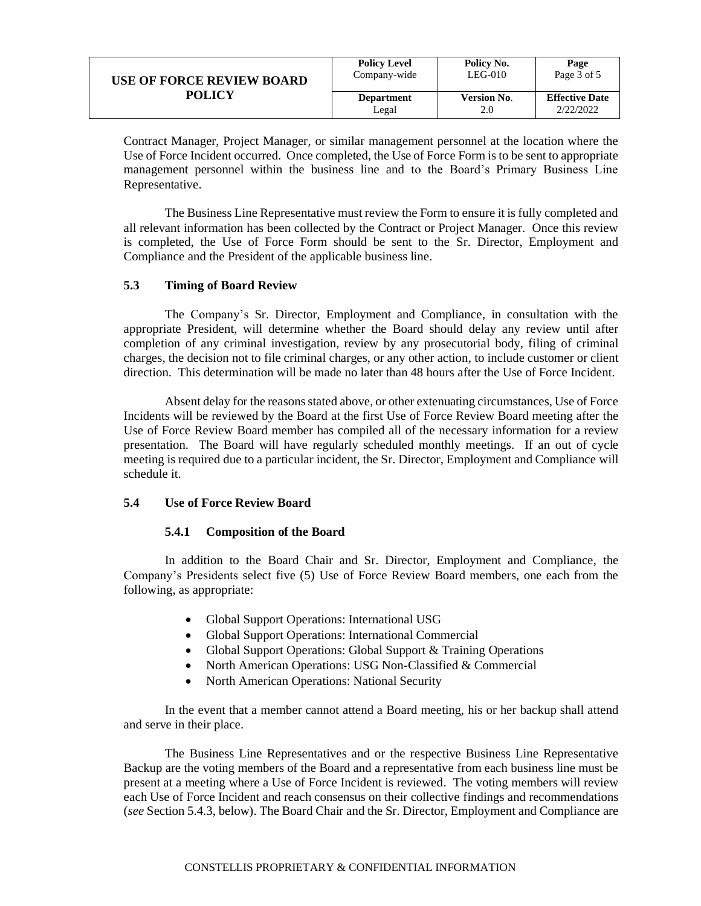Contract Manager, Project Manager, or similar management personnel at the location where the Use of Force Incident occurred. Once completed, the Use of Force Form is to be sent to appropriate management personnel within the business line and to the Board's Primary Business Line Representative.

The Business Line Representative must review the Form to ensure it is fully completed and all relevant information has been collected by the Contract or Project Manager. Once this review is completed, the Use of Force Form should be sent to the Sr. Director, Employment and Compliance and the President of the applicable business line.

### 5.3 Timing of Board Review

The Company's Sr. Director, Employment and Compliance, in consultation with the appropriate President, will determine whether the Board should delay any review until after completion of any criminal investigation, review by any prosecutorial body, filing of criminal charges, the decision not to file criminal charges, or any other action, to include customer or client direction. This determination will be made no later than 48 hours after the Use of Force Incident.

Absent delay for the reasons stated above, or other extenuating circumstances, Use of Force Incidents will be reviewed by the Board at the first Use of Force Review Board meeting after the Use of Force Review Board member has compiled all of the necessary information for a review presentation. The Board will have regularly scheduled monthly meetings. If an out of cycle meeting is required due to a particular incident, the Sr. Director, Employment and Compliance will schedule it.

### 5.4 Use of Force Review Board

#### 5.4.1 Composition of the Board

In addition to the Board Chair and Sr. Director, Employment and Compliance, the Company's Presidents select five (5) Use of Force Review Board members, one each from the following, as appropriate:

- Global Support Operations: International USG
- Global Support Operations: International Commercial
- Global Support Operations: Global Support & Training Operations
- North American Operations: USG Non-Classified & Commercial
- North American Operations: National Security

In the event that a member cannot attend a Board meeting, his or her backup shall attend and serve in their place.

The Business Line Representatives and or the respective Business Line Representative Backup are the voting members of the Board and a representative from each business line must be present at a meeting where a Use of Force Incident is reviewed. The voting members will review each Use of Force Incident and reach consensus on their collective findings and recommendations (*see* Section 5.4.3, below). The Board Chair and the Sr. Director, Employment and Compliance are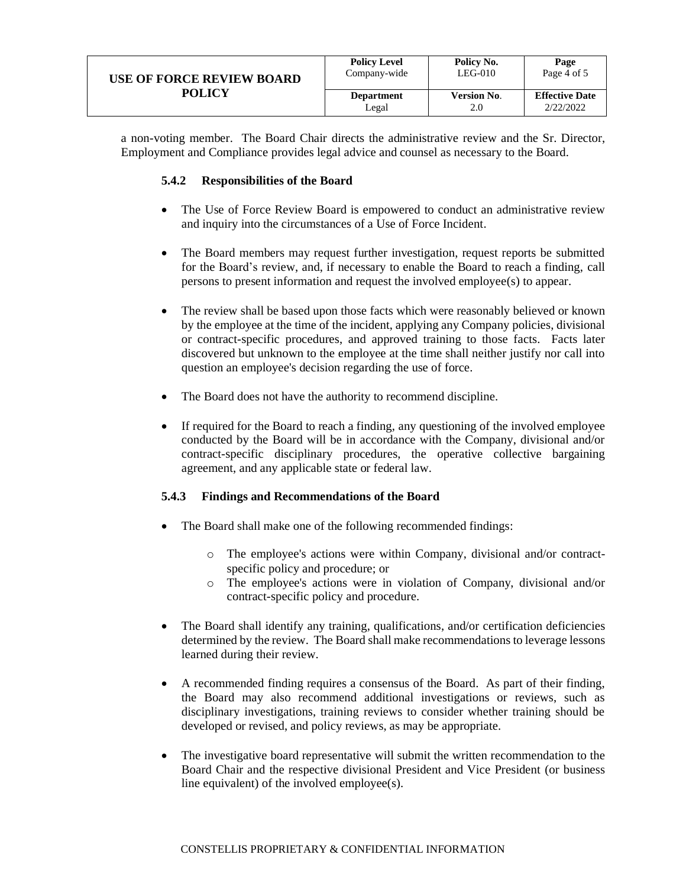a non-voting member. The Board Chair directs the administrative review and the Sr. Director, Employment and Compliance provides legal advice and counsel as necessary to the Board.

### 5.4.2 Responsibilities of the Board

- The Use of Force Review Board is empowered to conduct an administrative review and inquiry into the circumstances of a Use of Force Incident.
- The Board members may request further investigation, request reports be submitted for the Board's review, and, if necessary to enable the Board to reach a finding, call persons to present information and request the involved employee(s) to appear.
- The review shall be based upon those facts which were reasonably believed or known by the employee at the time of the incident, applying any Company policies, divisional or contract-specific procedures, and approved training to those facts. Facts later discovered but unknown to the employee at the time shall neither justify nor call into question an employee's decision regarding the use of force.
- The Board does not have the authority to recommend discipline.
- If required for the Board to reach a finding, any questioning of the involved employee conducted by the Board will be in accordance with the Company, divisional and/or contract-specific disciplinary procedures, the operative collective bargaining agreement, and any applicable state or federal law.

### 5.4.3 Findings and Recommendations of the Board

- The Board shall make one of the following recommended findings:
  - The employee's actions were within Company, divisional and/or contract-specific policy and procedure; or
  - The employee's actions were in violation of Company, divisional and/or contract-specific policy and procedure.
- The Board shall identify any training, qualifications, and/or certification deficiencies determined by the review. The Board shall make recommendations to leverage lessons learned during their review.
- A recommended finding requires a consensus of the Board. As part of their finding, the Board may also recommend additional investigations or reviews, such as disciplinary investigations, training reviews to consider whether training should be developed or revised, and policy reviews, as may be appropriate.
- The investigative board representative will submit the written recommendation to the Board Chair and the respective divisional President and Vice President (or business line equivalent) of the involved employee(s).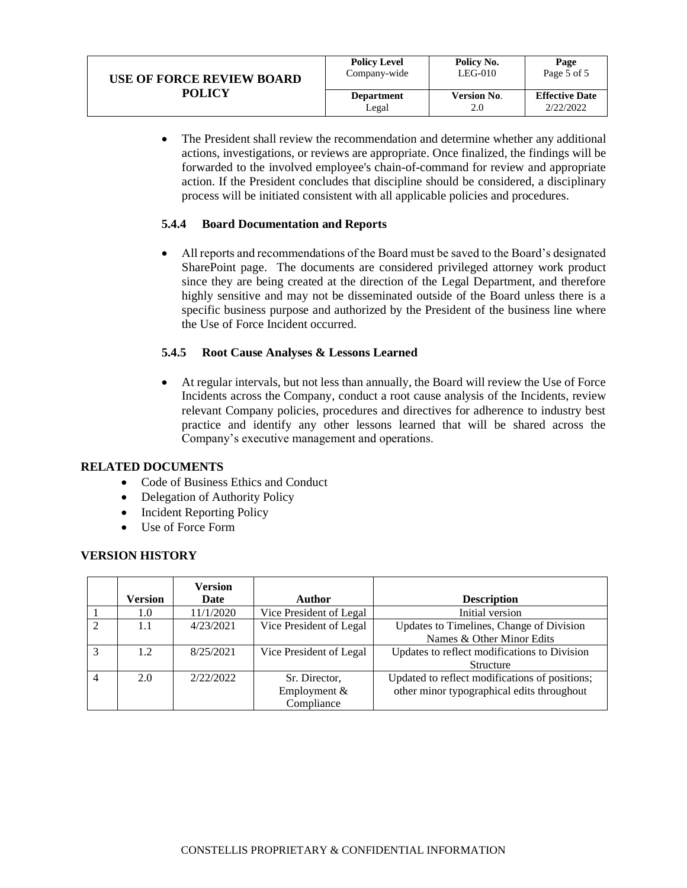- The President shall review the recommendation and determine whether any additional actions, investigations, or reviews are appropriate. Once finalized, the findings will be forwarded to the involved employee's chain-of-command for review and appropriate action. If the President concludes that discipline should be considered, a disciplinary process will be initiated consistent with all applicable policies and procedures.

#### 5.4.4 Board Documentation and Reports

- All reports and recommendations of the Board must be saved to the Board's designated SharePoint page. The documents are considered privileged attorney work product since they are being created at the direction of the Legal Department, and therefore highly sensitive and may not be disseminated outside of the Board unless there is a specific business purpose and authorized by the President of the business line where the Use of Force Incident occurred.

#### 5.4.5 Root Cause Analyses & Lessons Learned

- At regular intervals, but not less than annually, the Board will review the Use of Force Incidents across the Company, conduct a root cause analysis of the Incidents, review relevant Company policies, procedures and directives for adherence to industry best practice and identify any other lessons learned that will be shared across the Company's executive management and operations.

## RELATED DOCUMENTS

- Code of Business Ethics and Conduct
- Delegation of Authority Policy
- Incident Reporting Policy
- Use of Force Form

## VERSION HISTORY

| | Version | Version Date | Author | Description |
|---|---|---|---|---|
| 1 | 1.0 | 11/1/2020 | Vice President of Legal | Initial version |
| 2 | 1.1 | 4/23/2021 | Vice President of Legal | Updates to Timelines, Change of Division Names & Other Minor Edits |
| 3 | 1.2 | 8/25/2021 | Vice President of Legal | Updates to reflect modifications to Division Structure |
| 4 | 2.0 | 2/22/2022 | Sr. Director, Employment & Compliance | Updated to reflect modifications of positions; other minor typographical edits throughout |

CONSTELLIS PROPRIETARY & CONFIDENTIAL INFORMATION